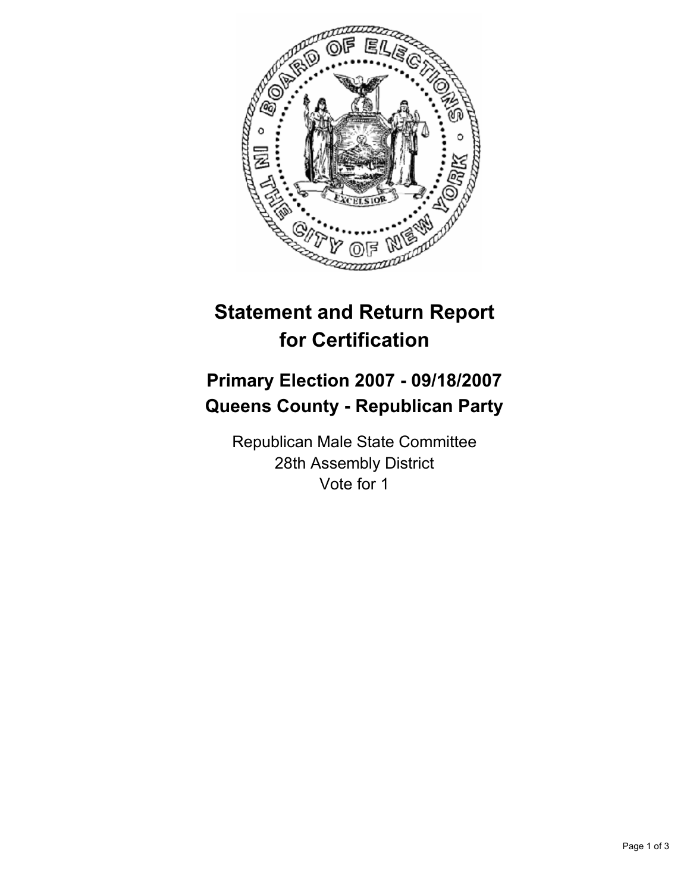# Statement and Return Report for Certification

## Primary Election 2007 - 09/18/2007
## Queens County - Republican Party

Republican Male State Committee
28th Assembly District
Vote for 1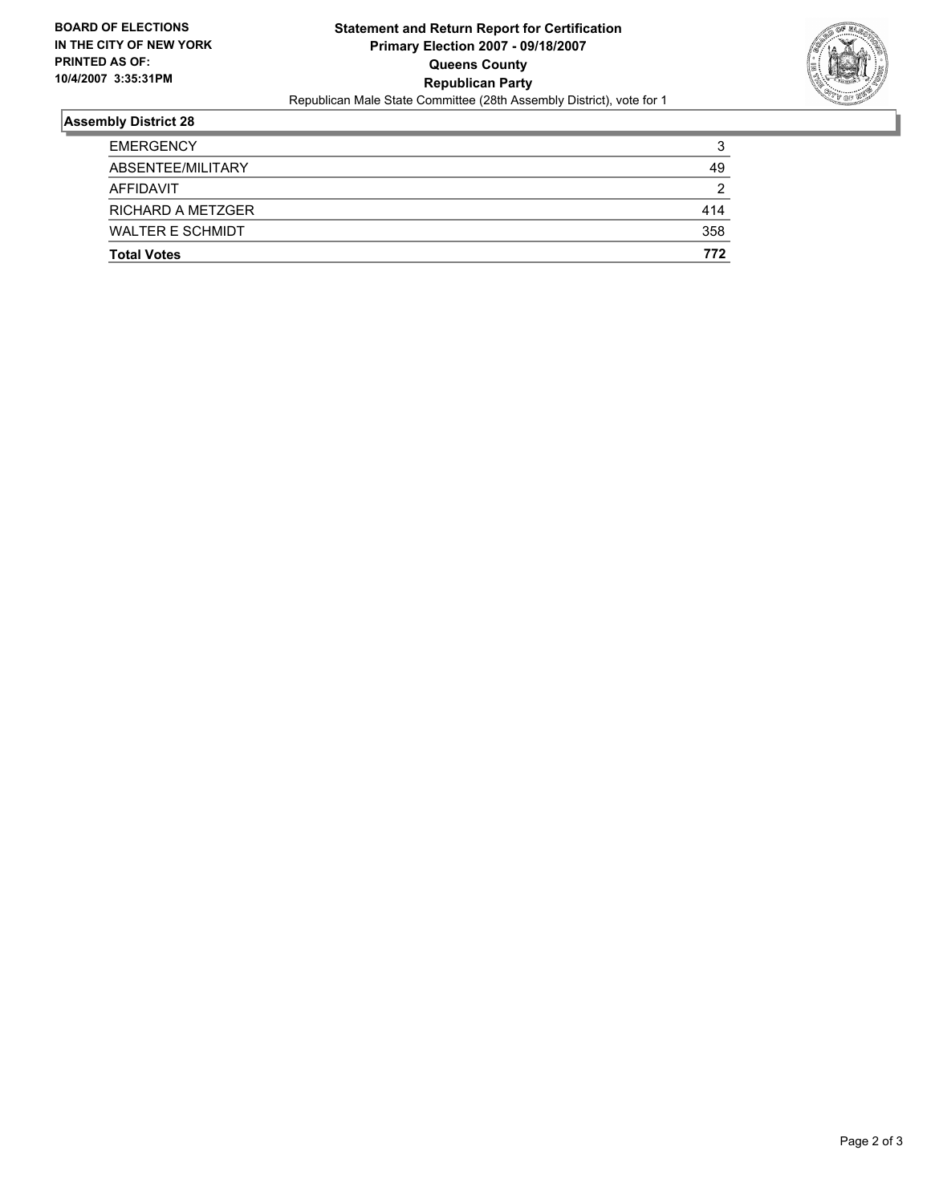**BOARD OF ELECTIONS IN THE CITY OF NEW YORK PRINTED AS OF: 10/4/2007 3:35:31PM**

# Statement and Return Report for Certification
## Primary Election 2007 - 09/18/2007
## Queens County
## Republican Party
Republican Male State Committee (28th Assembly District), vote for 1

### Assembly District 28

| | |
|---|---|
| EMERGENCY | 3 |
| ABSENTEE/MILITARY | 49 |
| AFFIDAVIT | 2 |
| RICHARD A METZGER | 414 |
| WALTER E SCHMIDT | 358 |
| **Total Votes** | **772** |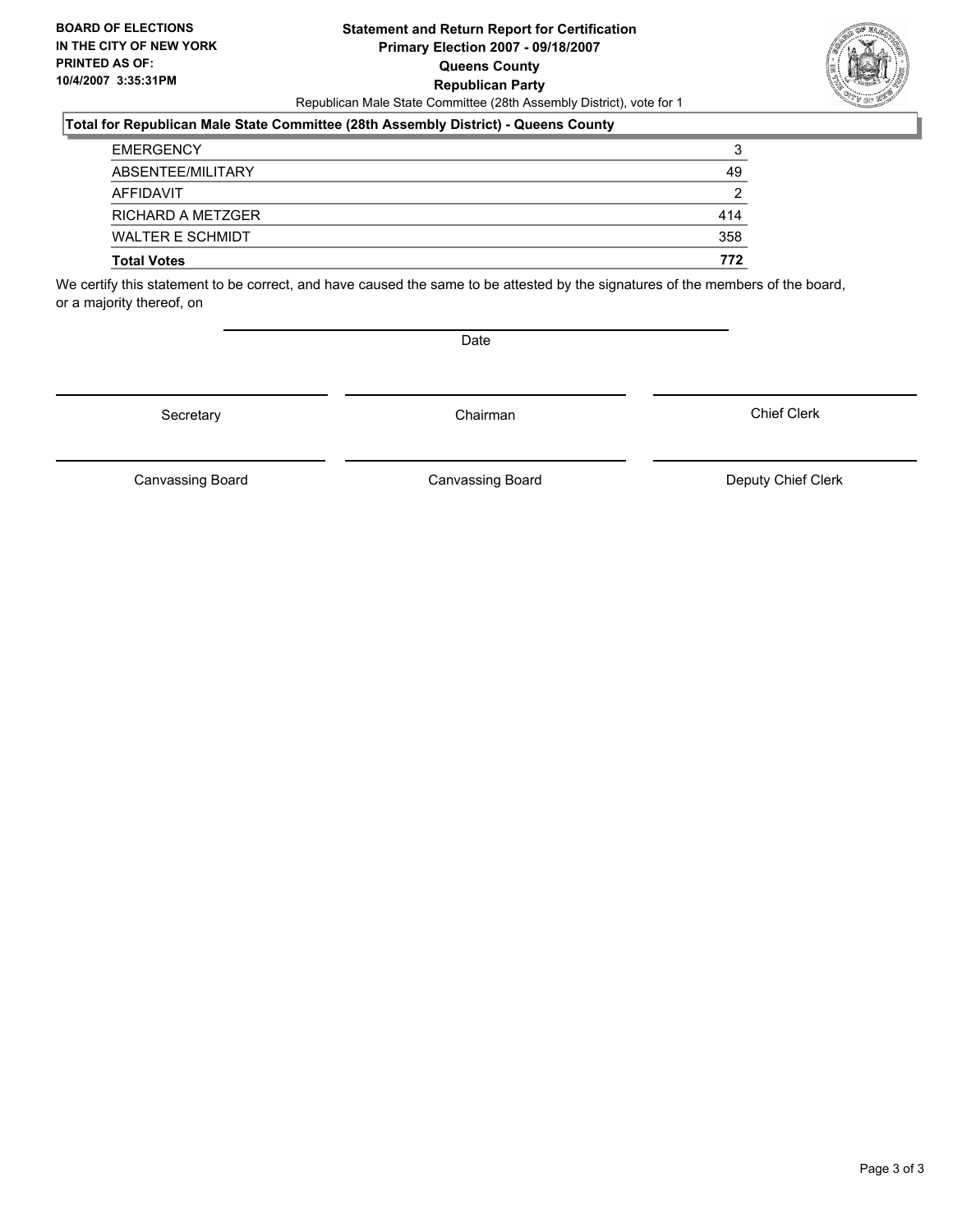**BOARD OF ELECTIONS IN THE CITY OF NEW YORK PRINTED AS OF: 10/4/2007 3:35:31PM**

**Statement and Return Report for Certification**
**Primary Election 2007 - 09/18/2007**
**Queens County**
**Republican Party**

Republican Male State Committee (28th Assembly District), vote for 1

**Total for Republican Male State Committee (28th Assembly District) - Queens County**

| | |
|---|---|
| EMERGENCY | 3 |
| ABSENTEE/MILITARY | 49 |
| AFFIDAVIT | 2 |
| RICHARD A METZGER | 414 |
| WALTER E SCHMIDT | 358 |
| **Total Votes** | **772** |

We certify this statement to be correct, and have caused the same to be attested by the signatures of the members of the board, or a majority thereof, on

Date

Secretary | Chairman | Chief Clerk

Canvassing Board | Canvassing Board | Deputy Chief Clerk